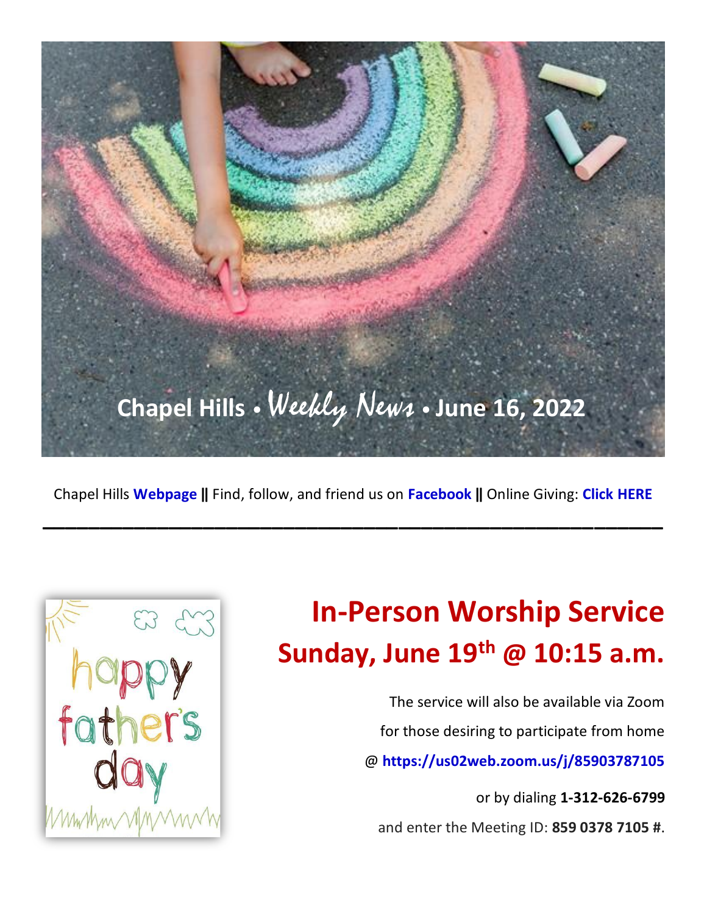# Chapel Hills • *Weekly News* • June 16, 2022

Chapel Hills **Webpage ||** Find, follow, and friend us on **Facebook ||** Online Giving: **Click HERE**

---

happy father's day

# In-Person Worship Service

## Sunday, June 19th @ 10:15 a.m.

The service will also be available via Zoom

for those desiring to participate from home

@ **https://us02web.zoom.us/j/85903787105**

or by dialing **1-312-626-6799**

and enter the Meeting ID: **859 0378 7105 #**.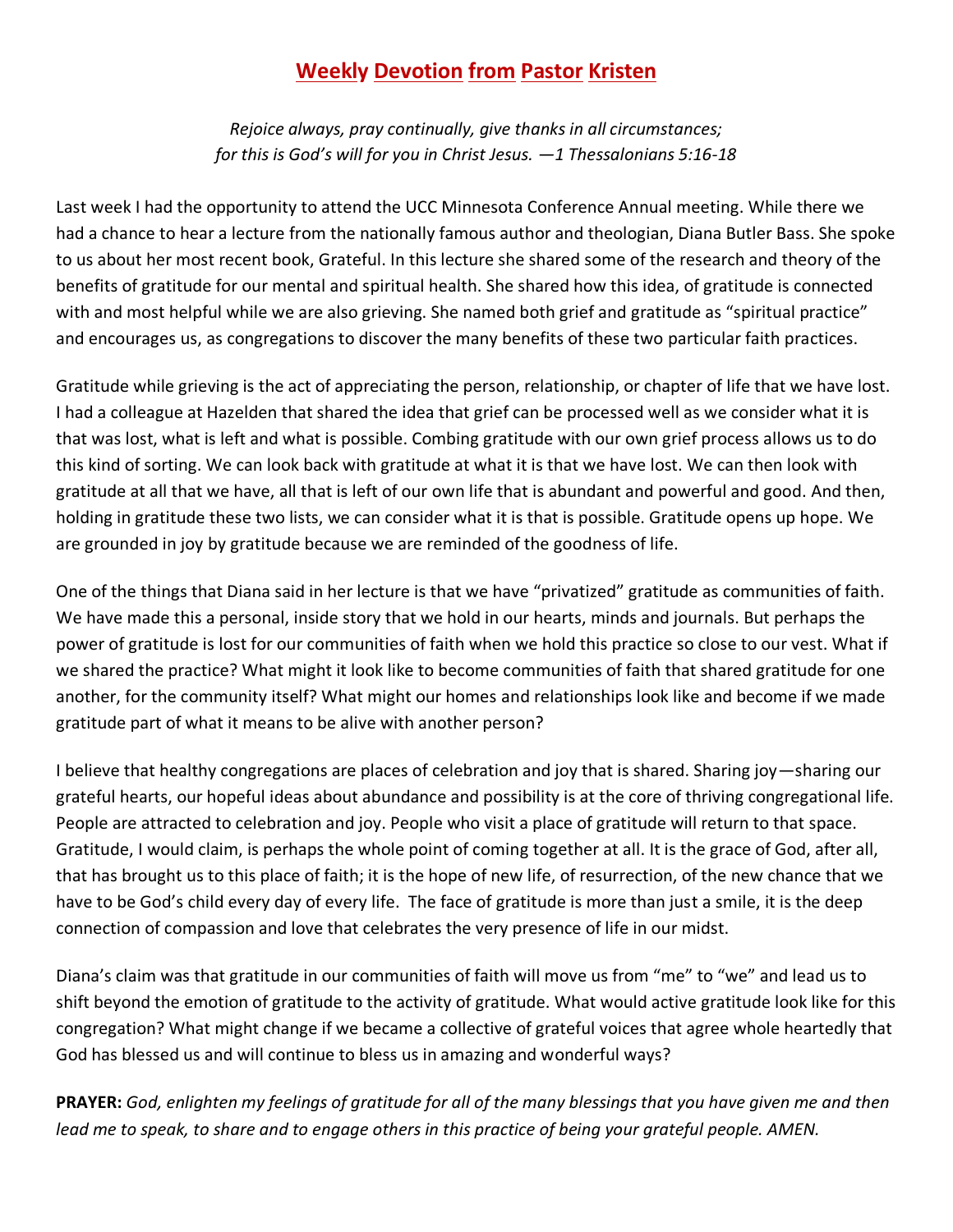# Weekly Devotion from Pastor Kristen

*Rejoice always, pray continually, give thanks in all circumstances; for this is God's will for you in Christ Jesus. —1 Thessalonians 5:16-18*

Last week I had the opportunity to attend the UCC Minnesota Conference Annual meeting. While there we had a chance to hear a lecture from the nationally famous author and theologian, Diana Butler Bass. She spoke to us about her most recent book, Grateful. In this lecture she shared some of the research and theory of the benefits of gratitude for our mental and spiritual health. She shared how this idea, of gratitude is connected with and most helpful while we are also grieving. She named both grief and gratitude as "spiritual practice" and encourages us, as congregations to discover the many benefits of these two particular faith practices.

Gratitude while grieving is the act of appreciating the person, relationship, or chapter of life that we have lost. I had a colleague at Hazelden that shared the idea that grief can be processed well as we consider what it is that was lost, what is left and what is possible. Combing gratitude with our own grief process allows us to do this kind of sorting. We can look back with gratitude at what it is that we have lost. We can then look with gratitude at all that we have, all that is left of our own life that is abundant and powerful and good. And then, holding in gratitude these two lists, we can consider what it is that is possible. Gratitude opens up hope. We are grounded in joy by gratitude because we are reminded of the goodness of life.

One of the things that Diana said in her lecture is that we have "privatized" gratitude as communities of faith. We have made this a personal, inside story that we hold in our hearts, minds and journals. But perhaps the power of gratitude is lost for our communities of faith when we hold this practice so close to our vest. What if we shared the practice? What might it look like to become communities of faith that shared gratitude for one another, for the community itself? What might our homes and relationships look like and become if we made gratitude part of what it means to be alive with another person?

I believe that healthy congregations are places of celebration and joy that is shared. Sharing joy—sharing our grateful hearts, our hopeful ideas about abundance and possibility is at the core of thriving congregational life. People are attracted to celebration and joy. People who visit a place of gratitude will return to that space. Gratitude, I would claim, is perhaps the whole point of coming together at all. It is the grace of God, after all, that has brought us to this place of faith; it is the hope of new life, of resurrection, of the new chance that we have to be God's child every day of every life. The face of gratitude is more than just a smile, it is the deep connection of compassion and love that celebrates the very presence of life in our midst.

Diana's claim was that gratitude in our communities of faith will move us from "me" to "we" and lead us to shift beyond the emotion of gratitude to the activity of gratitude. What would active gratitude look like for this congregation? What might change if we became a collective of grateful voices that agree whole heartedly that God has blessed us and will continue to bless us in amazing and wonderful ways?

**PRAYER:** *God, enlighten my feelings of gratitude for all of the many blessings that you have given me and then lead me to speak, to share and to engage others in this practice of being your grateful people. AMEN.*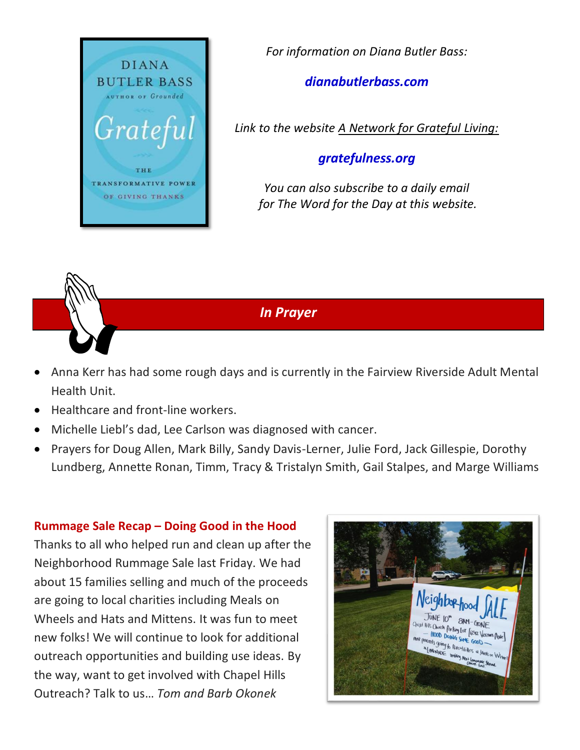*For information on Diana Butler Bass:*

***dianabutlerbass.com***

*Link to the website A Network for Grateful Living:*

***gratefulness.org***

*You can also subscribe to a daily email for The Word for the Day at this website.*

## *In Prayer*

- Anna Kerr has had some rough days and is currently in the Fairview Riverside Adult Mental Health Unit.
- Healthcare and front-line workers.
- Michelle Liebl's dad, Lee Carlson was diagnosed with cancer.
- Prayers for Doug Allen, Mark Billy, Sandy Davis-Lerner, Julie Ford, Jack Gillespie, Dorothy Lundberg, Annette Ronan, Timm, Tracy & Tristalyn Smith, Gail Stalpes, and Marge Williams

**Rummage Sale Recap – Doing Good in the Hood**

Thanks to all who helped run and clean up after the Neighborhood Rummage Sale last Friday. We had about 15 families selling and much of the proceeds are going to local charities including Meals on Wheels and Hats and Mittens. It was fun to meet new folks! We will continue to look for additional outreach opportunities and building use ideas. By the way, want to get involved with Chapel Hills Outreach? Talk to us… *Tom and Barb Okonek*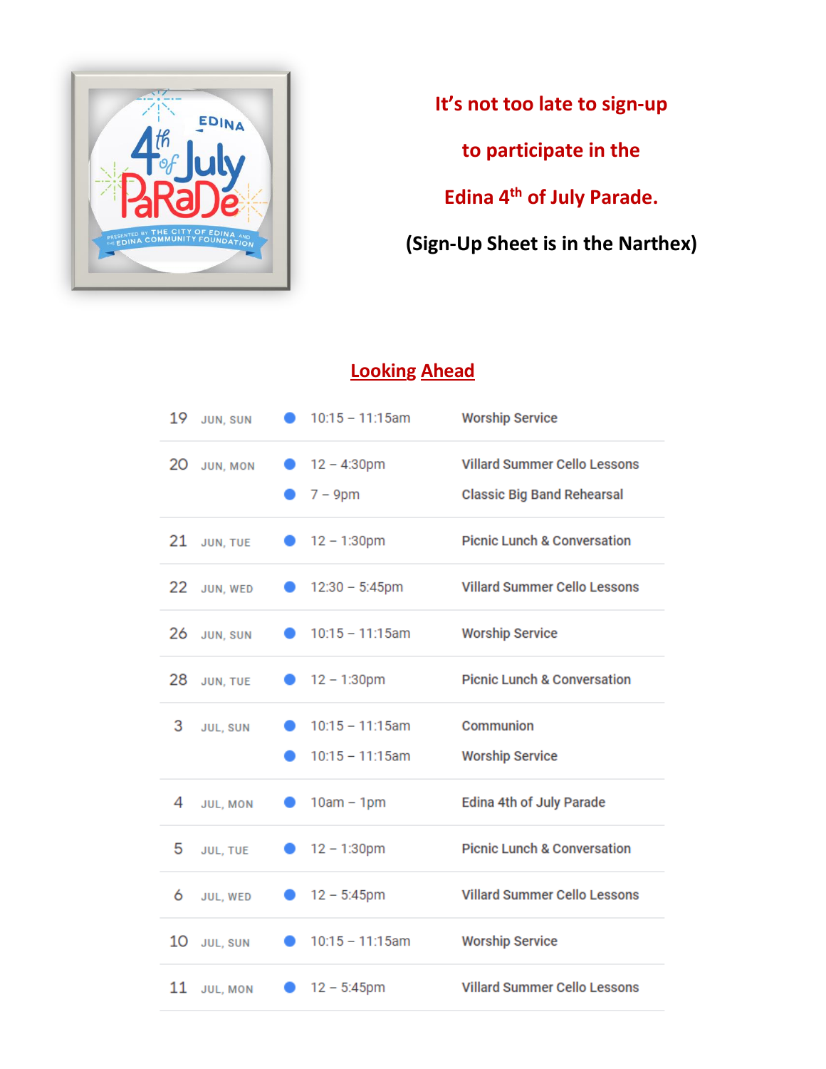**It's not too late to sign-up**

**to participate in the**

**Edina 4th of July Parade.**

**(Sign-Up Sheet is in the Narthex)**

## Looking Ahead

| Date | Day | Time | Event |
|---|---|---|---|
| 19 | JUN, SUN | 10:15 – 11:15am | Worship Service |
| 20 | JUN, MON | 12 – 4:30pm | Villard Summer Cello Lessons |
| | | 7 – 9pm | Classic Big Band Rehearsal |
| 21 | JUN, TUE | 12 – 1:30pm | Picnic Lunch & Conversation |
| 22 | JUN, WED | 12:30 – 5:45pm | Villard Summer Cello Lessons |
| 26 | JUN, SUN | 10:15 – 11:15am | Worship Service |
| 28 | JUN, TUE | 12 – 1:30pm | Picnic Lunch & Conversation |
| 3 | JUL, SUN | 10:15 – 11:15am | Communion |
| | | 10:15 – 11:15am | Worship Service |
| 4 | JUL, MON | 10am – 1pm | Edina 4th of July Parade |
| 5 | JUL, TUE | 12 – 1:30pm | Picnic Lunch & Conversation |
| 6 | JUL, WED | 12 – 5:45pm | Villard Summer Cello Lessons |
| 10 | JUL, SUN | 10:15 – 11:15am | Worship Service |
| 11 | JUL, MON | 12 – 5:45pm | Villard Summer Cello Lessons |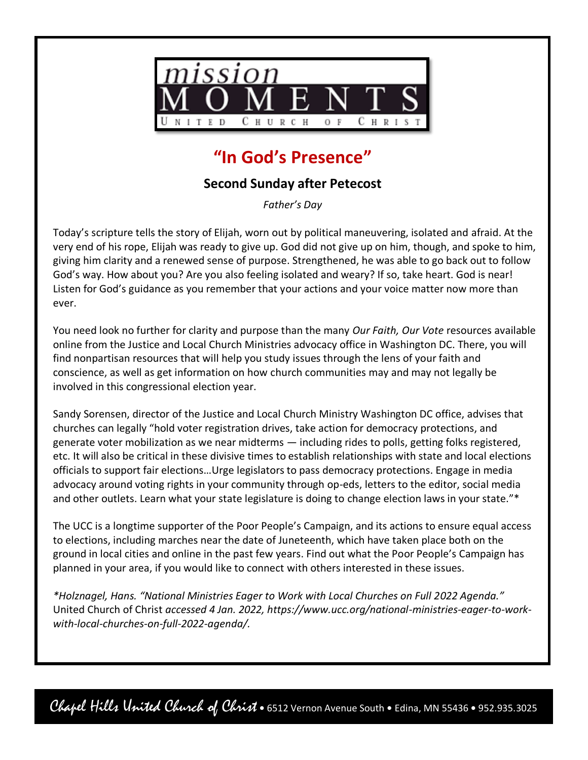# mission MOMENTS

UNITED CHURCH OF CHRIST

## "In God's Presence"

### Second Sunday after Petecost

*Father's Day*

Today's scripture tells the story of Elijah, worn out by political maneuvering, isolated and afraid. At the very end of his rope, Elijah was ready to give up. God did not give up on him, though, and spoke to him, giving him clarity and a renewed sense of purpose. Strengthened, he was able to go back out to follow God's way. How about you? Are you also feeling isolated and weary? If so, take heart. God is near! Listen for God's guidance as you remember that your actions and your voice matter now more than ever.

You need look no further for clarity and purpose than the many *Our Faith, Our Vote* resources available online from the Justice and Local Church Ministries advocacy office in Washington DC. There, you will find nonpartisan resources that will help you study issues through the lens of your faith and conscience, as well as get information on how church communities may and may not legally be involved in this congressional election year.

Sandy Sorensen, director of the Justice and Local Church Ministry Washington DC office, advises that churches can legally "hold voter registration drives, take action for democracy protections, and generate voter mobilization as we near midterms — including rides to polls, getting folks registered, etc. It will also be critical in these divisive times to establish relationships with state and local elections officials to support fair elections…Urge legislators to pass democracy protections. Engage in media advocacy around voting rights in your community through op-eds, letters to the editor, social media and other outlets. Learn what your state legislature is doing to change election laws in your state."*

The UCC is a longtime supporter of the Poor People's Campaign, and its actions to ensure equal access to elections, including marches near the date of Juneteenth, which have taken place both on the ground in local cities and online in the past few years. Find out what the Poor People's Campaign has planned in your area, if you would like to connect with others interested in these issues.

*\*Holznagel, Hans. "National Ministries Eager to Work with Local Churches on Full 2022 Agenda."* United Church of Christ *accessed 4 Jan. 2022, https://www.ucc.org/national-ministries-eager-to-work-with-local-churches-on-full-2022-agenda/.*

Chapel Hills United Church of Christ • 6512 Vernon Avenue South • Edina, MN 55436 • 952.935.3025